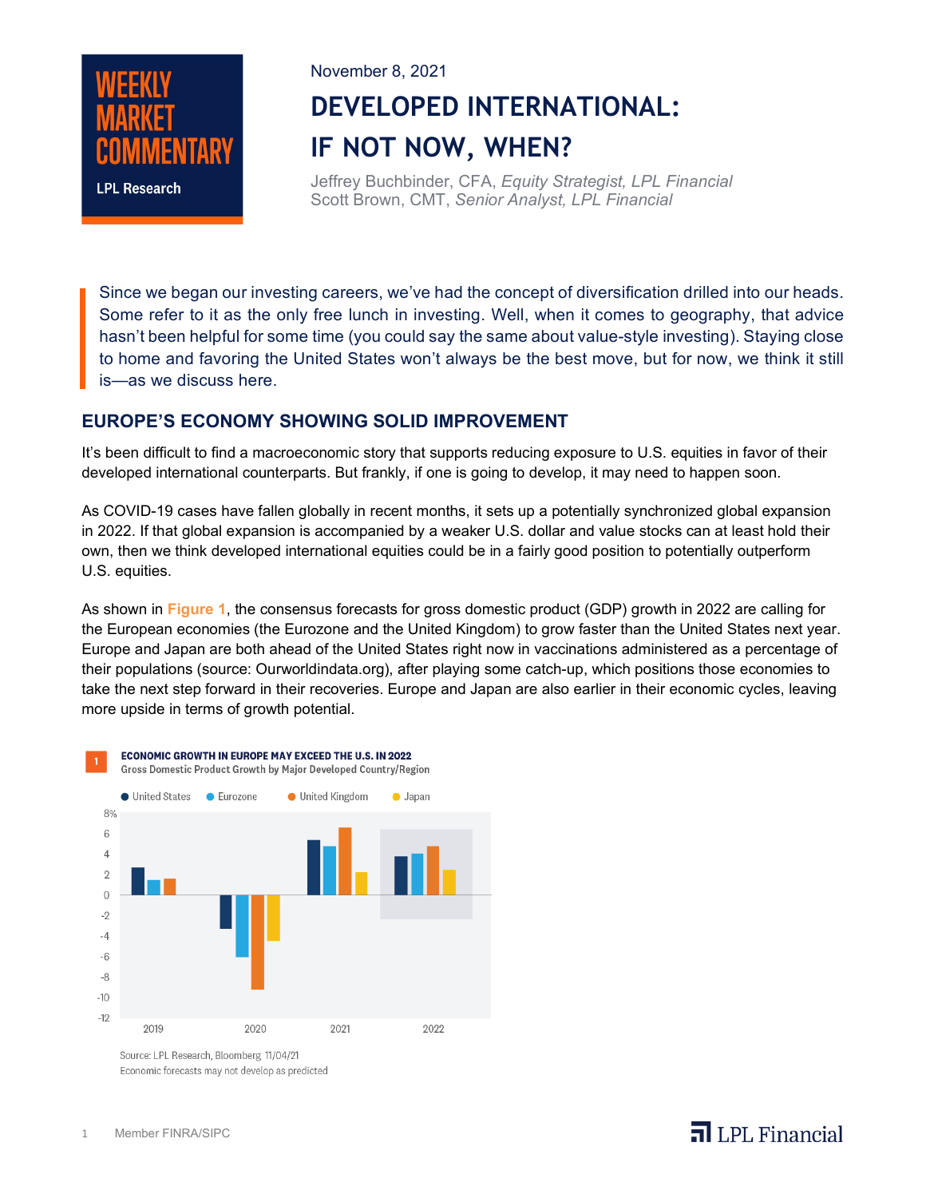WEEKLY MARKET COMMENTARY

LPL Research

November 8, 2021

# DEVELOPED INTERNATIONAL: IF NOT NOW, WHEN?

Jeffrey Buchbinder, CFA, *Equity Strategist, LPL Financial*
Scott Brown, CMT, *Senior Analyst, LPL Financial*

Since we began our investing careers, we've had the concept of diversification drilled into our heads. Some refer to it as the only free lunch in investing. Well, when it comes to geography, that advice hasn't been helpful for some time (you could say the same about value-style investing). Staying close to home and favoring the United States won't always be the best move, but for now, we think it still is—as we discuss here.

## EUROPE'S ECONOMY SHOWING SOLID IMPROVEMENT

It's been difficult to find a macroeconomic story that supports reducing exposure to U.S. equities in favor of their developed international counterparts. But frankly, if one is going to develop, it may need to happen soon.

As COVID-19 cases have fallen globally in recent months, it sets up a potentially synchronized global expansion in 2022. If that global expansion is accompanied by a weaker U.S. dollar and value stocks can at least hold their own, then we think developed international equities could be in a fairly good position to potentially outperform U.S. equities.

As shown in **Figure 1**, the consensus forecasts for gross domestic product (GDP) growth in 2022 are calling for the European economies (the Eurozone and the United Kingdom) to grow faster than the United States next year. Europe and Japan are both ahead of the United States right now in vaccinations administered as a percentage of their populations (source: Ourworldindata.org), after playing some catch-up, which positions those economies to take the next step forward in their recoveries. Europe and Japan are also earlier in their economic cycles, leaving more upside in terms of growth potential.

**1 ECONOMIC GROWTH IN EUROPE MAY EXCEED THE U.S. IN 2022**
Gross Domestic Product Growth by Major Developed Country/Region

Source: LPL Research, Bloomberg 11/04/21
Economic forecasts may not develop as predicted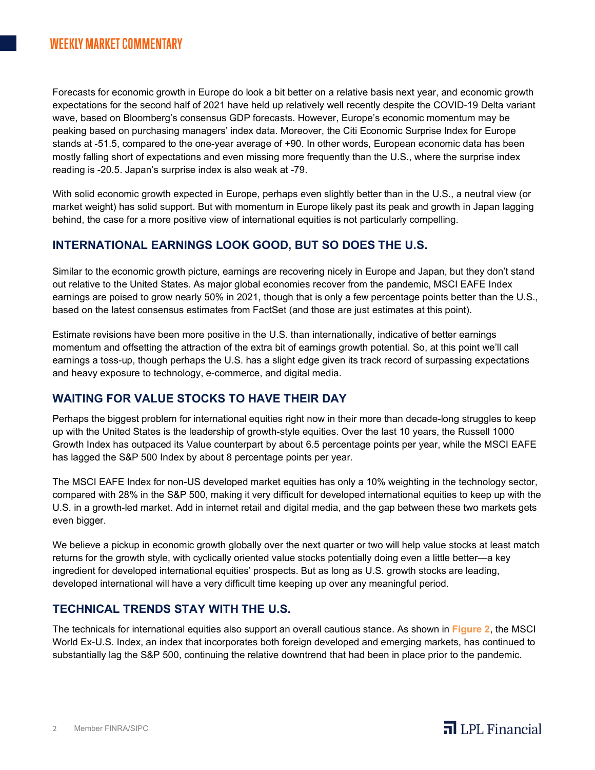Forecasts for economic growth in Europe do look a bit better on a relative basis next year, and economic growth expectations for the second half of 2021 have held up relatively well recently despite the COVID-19 Delta variant wave, based on Bloomberg's consensus GDP forecasts. However, Europe's economic momentum may be peaking based on purchasing managers' index data. Moreover, the Citi Economic Surprise Index for Europe stands at -51.5, compared to the one-year average of +90. In other words, European economic data has been mostly falling short of expectations and even missing more frequently than the U.S., where the surprise index reading is -20.5. Japan's surprise index is also weak at -79.

With solid economic growth expected in Europe, perhaps even slightly better than in the U.S., a neutral view (or market weight) has solid support. But with momentum in Europe likely past its peak and growth in Japan lagging behind, the case for a more positive view of international equities is not particularly compelling.

## INTERNATIONAL EARNINGS LOOK GOOD, BUT SO DOES THE U.S.

Similar to the economic growth picture, earnings are recovering nicely in Europe and Japan, but they don't stand out relative to the United States. As major global economies recover from the pandemic, MSCI EAFE Index earnings are poised to grow nearly 50% in 2021, though that is only a few percentage points better than the U.S., based on the latest consensus estimates from FactSet (and those are just estimates at this point).

Estimate revisions have been more positive in the U.S. than internationally, indicative of better earnings momentum and offsetting the attraction of the extra bit of earnings growth potential. So, at this point we'll call earnings a toss-up, though perhaps the U.S. has a slight edge given its track record of surpassing expectations and heavy exposure to technology, e-commerce, and digital media.

## WAITING FOR VALUE STOCKS TO HAVE THEIR DAY

Perhaps the biggest problem for international equities right now in their more than decade-long struggles to keep up with the United States is the leadership of growth-style equities. Over the last 10 years, the Russell 1000 Growth Index has outpaced its Value counterpart by about 6.5 percentage points per year, while the MSCI EAFE has lagged the S&P 500 Index by about 8 percentage points per year.

The MSCI EAFE Index for non-US developed market equities has only a 10% weighting in the technology sector, compared with 28% in the S&P 500, making it very difficult for developed international equities to keep up with the U.S. in a growth-led market. Add in internet retail and digital media, and the gap between these two markets gets even bigger.

We believe a pickup in economic growth globally over the next quarter or two will help value stocks at least match returns for the growth style, with cyclically oriented value stocks potentially doing even a little better—a key ingredient for developed international equities' prospects. But as long as U.S. growth stocks are leading, developed international will have a very difficult time keeping up over any meaningful period.

## TECHNICAL TRENDS STAY WITH THE U.S.

The technicals for international equities also support an overall cautious stance. As shown in **Figure 2**, the MSCI World Ex-U.S. Index, an index that incorporates both foreign developed and emerging markets, has continued to substantially lag the S&P 500, continuing the relative downtrend that had been in place prior to the pandemic.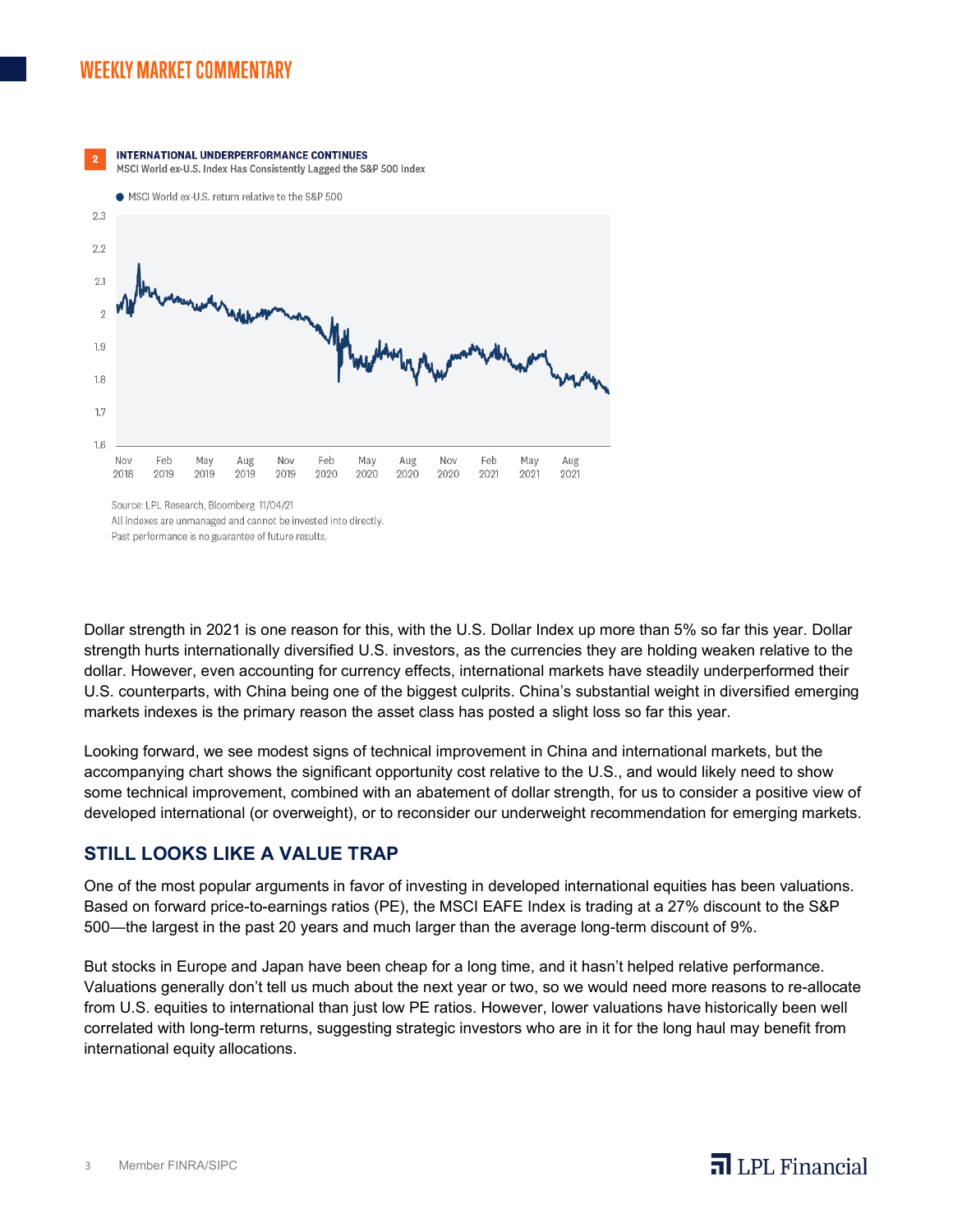**2** **INTERNATIONAL UNDERPERFORMANCE CONTINUES**
MSCI World ex-U.S. Index Has Consistently Lagged the S&P 500 Index

Source: LPL Research, Bloomberg 11/04/21
All indexes are unmanaged and cannot be invested into directly.
Past performance is no guarantee of future results.

Dollar strength in 2021 is one reason for this, with the U.S. Dollar Index up more than 5% so far this year. Dollar strength hurts internationally diversified U.S. investors, as the currencies they are holding weaken relative to the dollar. However, even accounting for currency effects, international markets have steadily underperformed their U.S. counterparts, with China being one of the biggest culprits. China's substantial weight in diversified emerging markets indexes is the primary reason the asset class has posted a slight loss so far this year.

Looking forward, we see modest signs of technical improvement in China and international markets, but the accompanying chart shows the significant opportunity cost relative to the U.S., and would likely need to show some technical improvement, combined with an abatement of dollar strength, for us to consider a positive view of developed international (or overweight), or to reconsider our underweight recommendation for emerging markets.

## STILL LOOKS LIKE A VALUE TRAP

One of the most popular arguments in favor of investing in developed international equities has been valuations. Based on forward price-to-earnings ratios (PE), the MSCI EAFE Index is trading at a 27% discount to the S&P 500—the largest in the past 20 years and much larger than the average long-term discount of 9%.

But stocks in Europe and Japan have been cheap for a long time, and it hasn't helped relative performance. Valuations generally don't tell us much about the next year or two, so we would need more reasons to re-allocate from U.S. equities to international than just low PE ratios. However, lower valuations have historically been well correlated with long-term returns, suggesting strategic investors who are in it for the long haul may benefit from international equity allocations.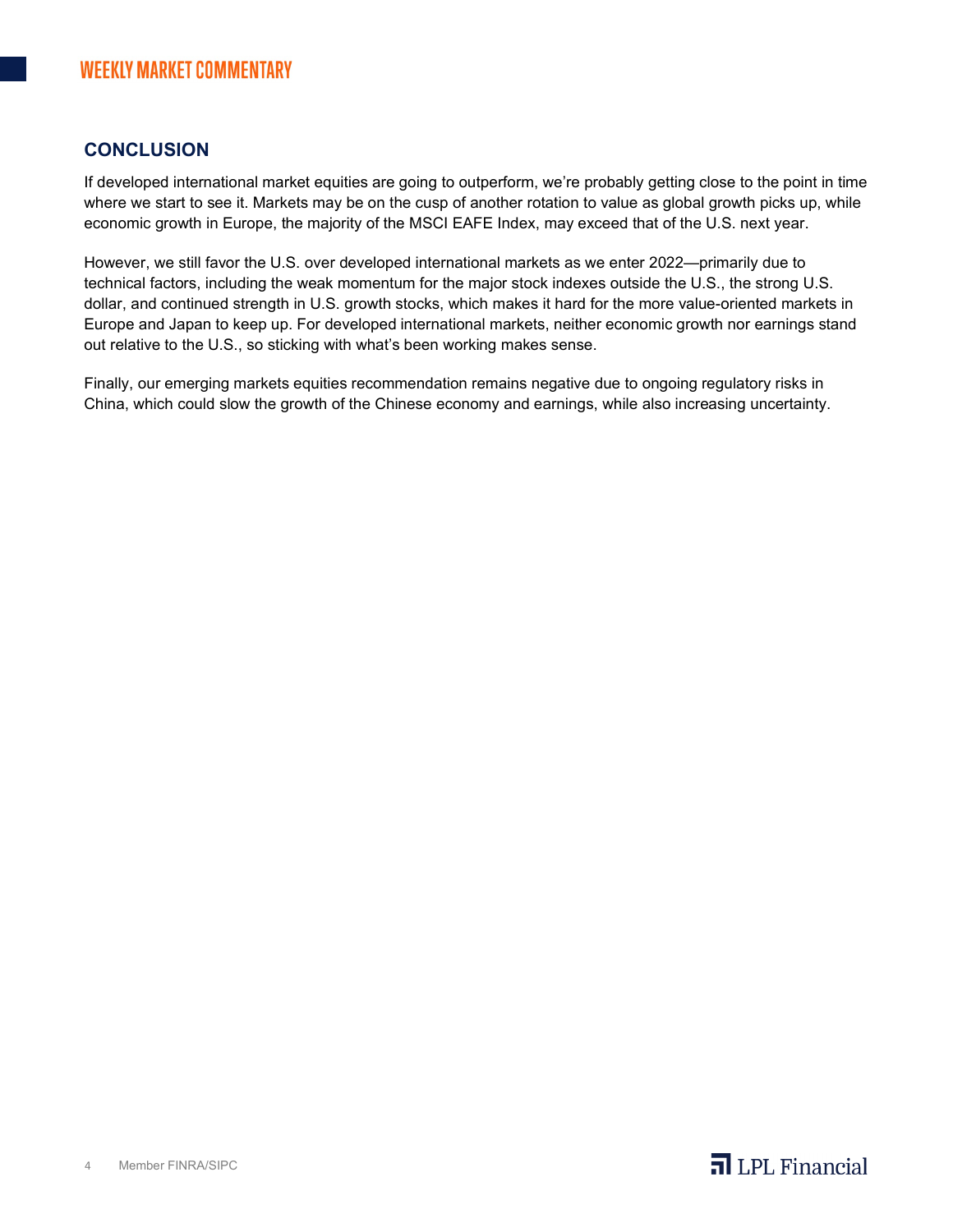## CONCLUSION

If developed international market equities are going to outperform, we're probably getting close to the point in time where we start to see it. Markets may be on the cusp of another rotation to value as global growth picks up, while economic growth in Europe, the majority of the MSCI EAFE Index, may exceed that of the U.S. next year.

However, we still favor the U.S. over developed international markets as we enter 2022—primarily due to technical factors, including the weak momentum for the major stock indexes outside the U.S., the strong U.S. dollar, and continued strength in U.S. growth stocks, which makes it hard for the more value-oriented markets in Europe and Japan to keep up. For developed international markets, neither economic growth nor earnings stand out relative to the U.S., so sticking with what's been working makes sense.

Finally, our emerging markets equities recommendation remains negative due to ongoing regulatory risks in China, which could slow the growth of the Chinese economy and earnings, while also increasing uncertainty.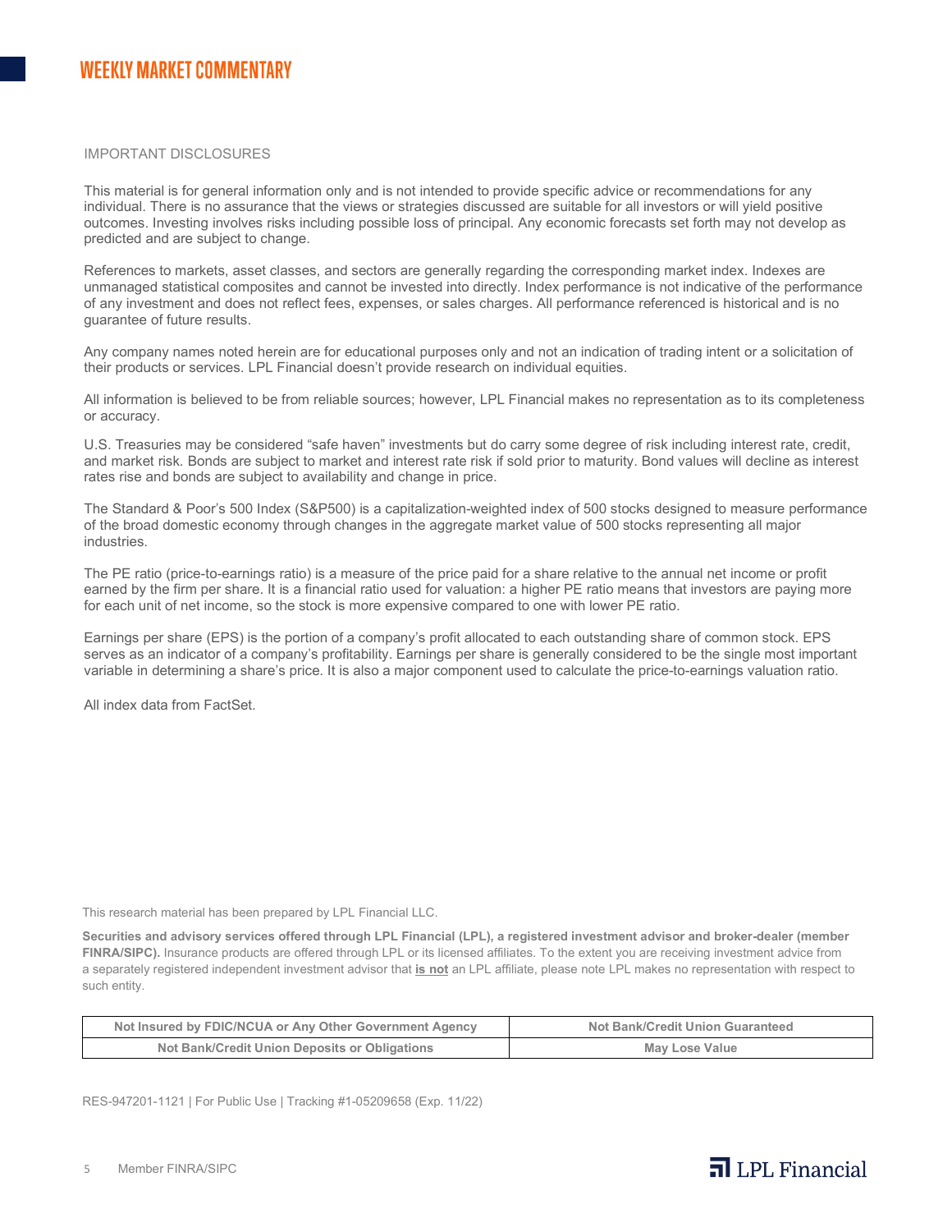IMPORTANT DISCLOSURES

This material is for general information only and is not intended to provide specific advice or recommendations for any individual. There is no assurance that the views or strategies discussed are suitable for all investors or will yield positive outcomes. Investing involves risks including possible loss of principal. Any economic forecasts set forth may not develop as predicted and are subject to change.

References to markets, asset classes, and sectors are generally regarding the corresponding market index. Indexes are unmanaged statistical composites and cannot be invested into directly. Index performance is not indicative of the performance of any investment and does not reflect fees, expenses, or sales charges. All performance referenced is historical and is no guarantee of future results.

Any company names noted herein are for educational purposes only and not an indication of trading intent or a solicitation of their products or services. LPL Financial doesn't provide research on individual equities.

All information is believed to be from reliable sources; however, LPL Financial makes no representation as to its completeness or accuracy.

U.S. Treasuries may be considered "safe haven" investments but do carry some degree of risk including interest rate, credit, and market risk. Bonds are subject to market and interest rate risk if sold prior to maturity. Bond values will decline as interest rates rise and bonds are subject to availability and change in price.

The Standard & Poor's 500 Index (S&P500) is a capitalization-weighted index of 500 stocks designed to measure performance of the broad domestic economy through changes in the aggregate market value of 500 stocks representing all major industries.

The PE ratio (price-to-earnings ratio) is a measure of the price paid for a share relative to the annual net income or profit earned by the firm per share. It is a financial ratio used for valuation: a higher PE ratio means that investors are paying more for each unit of net income, so the stock is more expensive compared to one with lower PE ratio.

Earnings per share (EPS) is the portion of a company's profit allocated to each outstanding share of common stock. EPS serves as an indicator of a company's profitability. Earnings per share is generally considered to be the single most important variable in determining a share's price. It is also a major component used to calculate the price-to-earnings valuation ratio.

All index data from FactSet.

This research material has been prepared by LPL Financial LLC.

**Securities and advisory services offered through LPL Financial (LPL), a registered investment advisor and broker-dealer (member FINRA/SIPC).** Insurance products are offered through LPL or its licensed affiliates. To the extent you are receiving investment advice from a separately registered independent investment advisor that **is not** an LPL affiliate, please note LPL makes no representation with respect to such entity.

| | |
|---|---|
| **Not Insured by FDIC/NCUA or Any Other Government Agency** | **Not Bank/Credit Union Guaranteed** |
| **Not Bank/Credit Union Deposits or Obligations** | **May Lose Value** |

RES-947201-1121 | For Public Use | Tracking #1-05209658 (Exp. 11/22)